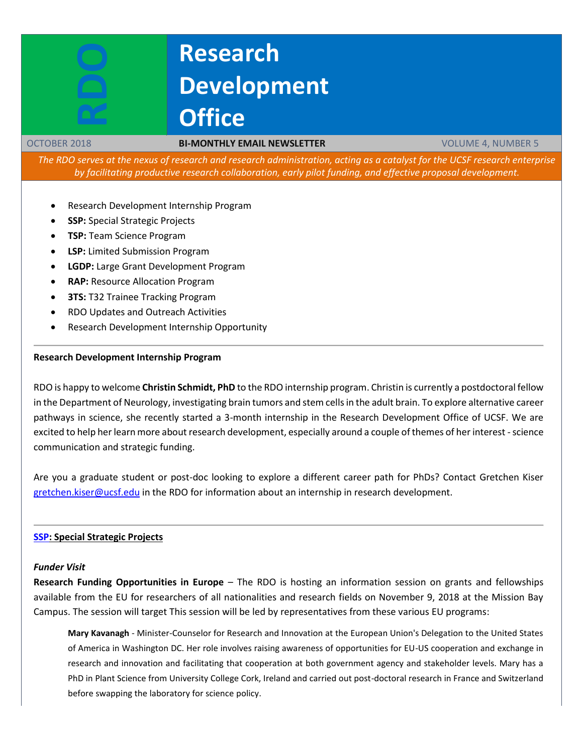# RDO

# Research Development Office

OCTOBER 2018 | **BI-MONTHLY EMAIL NEWSLETTER** | VOLUME 4, NUMBER 5

*The RDO serves at the nexus of research and research administration, acting as a catalyst for the UCSF research enterprise by facilitating productive research collaboration, early pilot funding, and effective proposal development.*

- Research Development Internship Program
- **SSP:** Special Strategic Projects
- **TSP:** Team Science Program
- **LSP:** Limited Submission Program
- **LGDP:** Large Grant Development Program
- **RAP:** Resource Allocation Program
- **3TS:** T32 Trainee Tracking Program
- RDO Updates and Outreach Activities
- Research Development Internship Opportunity

---

**Research Development Internship Program**

RDO is happy to welcome **Christin Schmidt, PhD** to the RDO internship program. Christin is currently a postdoctoral fellow in the Department of Neurology, investigating brain tumors and stem cells in the adult brain. To explore alternative career pathways in science, she recently started a 3-month internship in the Research Development Office of UCSF. We are excited to help her learn more about research development, especially around a couple of themes of her interest - science communication and strategic funding.

Are you a graduate student or post-doc looking to explore a different career path for PhDs? Contact Gretchen Kiser gretchen.kiser@ucsf.edu in the RDO for information about an internship in research development.

---

**SSP: Special Strategic Projects**

***Funder Visit***

**Research Funding Opportunities in Europe** – The RDO is hosting an information session on grants and fellowships available from the EU for researchers of all nationalities and research fields on November 9, 2018 at the Mission Bay Campus. The session will target This session will be led by representatives from these various EU programs:

> **Mary Kavanagh** - Minister-Counselor for Research and Innovation at the European Union's Delegation to the United States of America in Washington DC. Her role involves raising awareness of opportunities for EU-US cooperation and exchange in research and innovation and facilitating that cooperation at both government agency and stakeholder levels. Mary has a PhD in Plant Science from University College Cork, Ireland and carried out post-doctoral research in France and Switzerland before swapping the laboratory for science policy.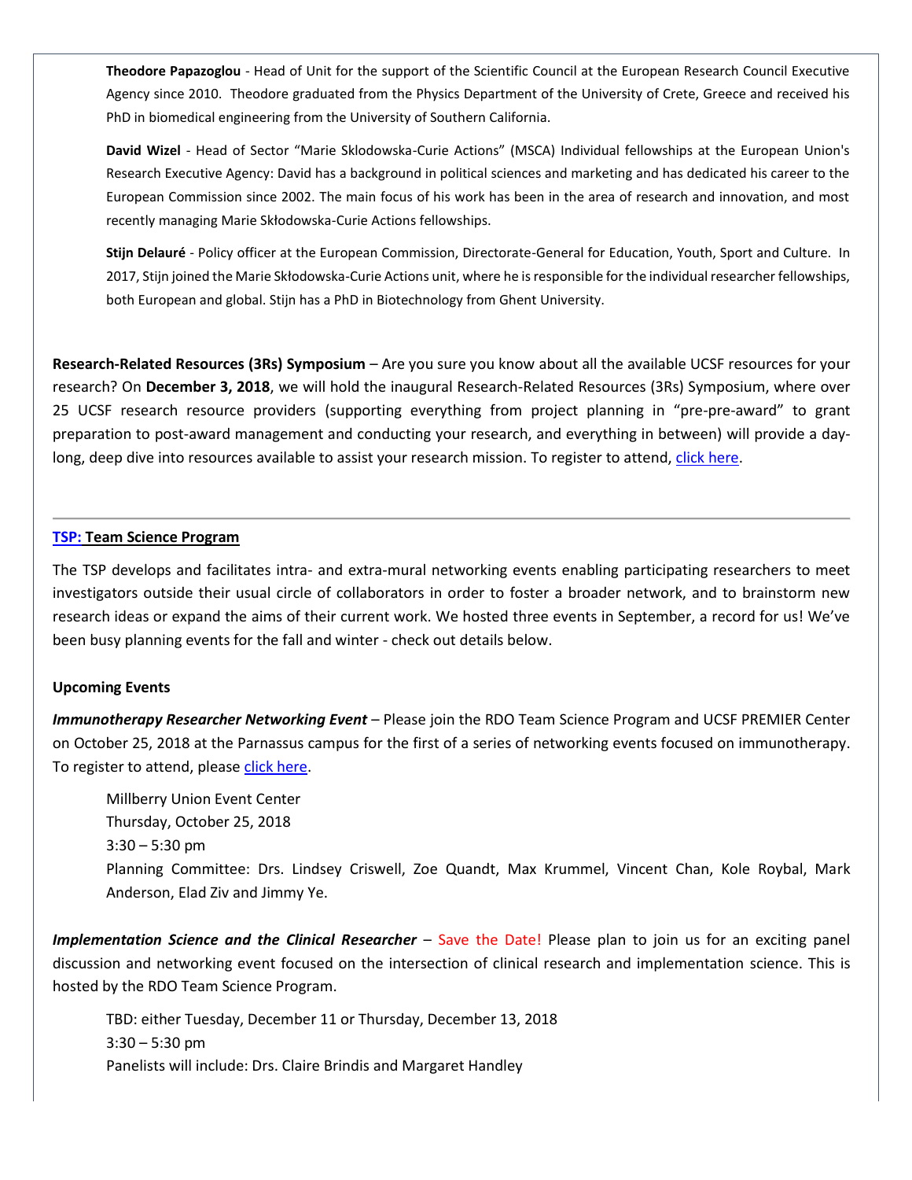**Theodore Papazoglou** - Head of Unit for the support of the Scientific Council at the European Research Council Executive Agency since 2010. Theodore graduated from the Physics Department of the University of Crete, Greece and received his PhD in biomedical engineering from the University of Southern California.

**David Wizel** - Head of Sector "Marie Sklodowska-Curie Actions" (MSCA) Individual fellowships at the European Union's Research Executive Agency: David has a background in political sciences and marketing and has dedicated his career to the European Commission since 2002. The main focus of his work has been in the area of research and innovation, and most recently managing Marie Skłodowska-Curie Actions fellowships.

**Stijn Delauré** - Policy officer at the European Commission, Directorate-General for Education, Youth, Sport and Culture. In 2017, Stijn joined the Marie Skłodowska-Curie Actions unit, where he is responsible for the individual researcher fellowships, both European and global. Stijn has a PhD in Biotechnology from Ghent University.

**Research-Related Resources (3Rs) Symposium** – Are you sure you know about all the available UCSF resources for your research? On **December 3, 2018**, we will hold the inaugural Research-Related Resources (3Rs) Symposium, where over 25 UCSF research resource providers (supporting everything from project planning in "pre-pre-award" to grant preparation to post-award management and conducting your research, and everything in between) will provide a day-long, deep dive into resources available to assist your research mission. To register to attend, click here.

---

## TSP: Team Science Program

The TSP develops and facilitates intra- and extra-mural networking events enabling participating researchers to meet investigators outside their usual circle of collaborators in order to foster a broader network, and to brainstorm new research ideas or expand the aims of their current work. We hosted three events in September, a record for us! We've been busy planning events for the fall and winter - check out details below.

**Upcoming Events**

***Immunotherapy Researcher Networking Event*** – Please join the RDO Team Science Program and UCSF PREMIER Center on October 25, 2018 at the Parnassus campus for the first of a series of networking events focused on immunotherapy. To register to attend, please click here.

Millberry Union Event Center
Thursday, October 25, 2018
3:30 – 5:30 pm
Planning Committee: Drs. Lindsey Criswell, Zoe Quandt, Max Krummel, Vincent Chan, Kole Roybal, Mark Anderson, Elad Ziv and Jimmy Ye.

***Implementation Science and the Clinical Researcher*** – Save the Date! Please plan to join us for an exciting panel discussion and networking event focused on the intersection of clinical research and implementation science. This is hosted by the RDO Team Science Program.

TBD: either Tuesday, December 11 or Thursday, December 13, 2018
3:30 – 5:30 pm
Panelists will include: Drs. Claire Brindis and Margaret Handley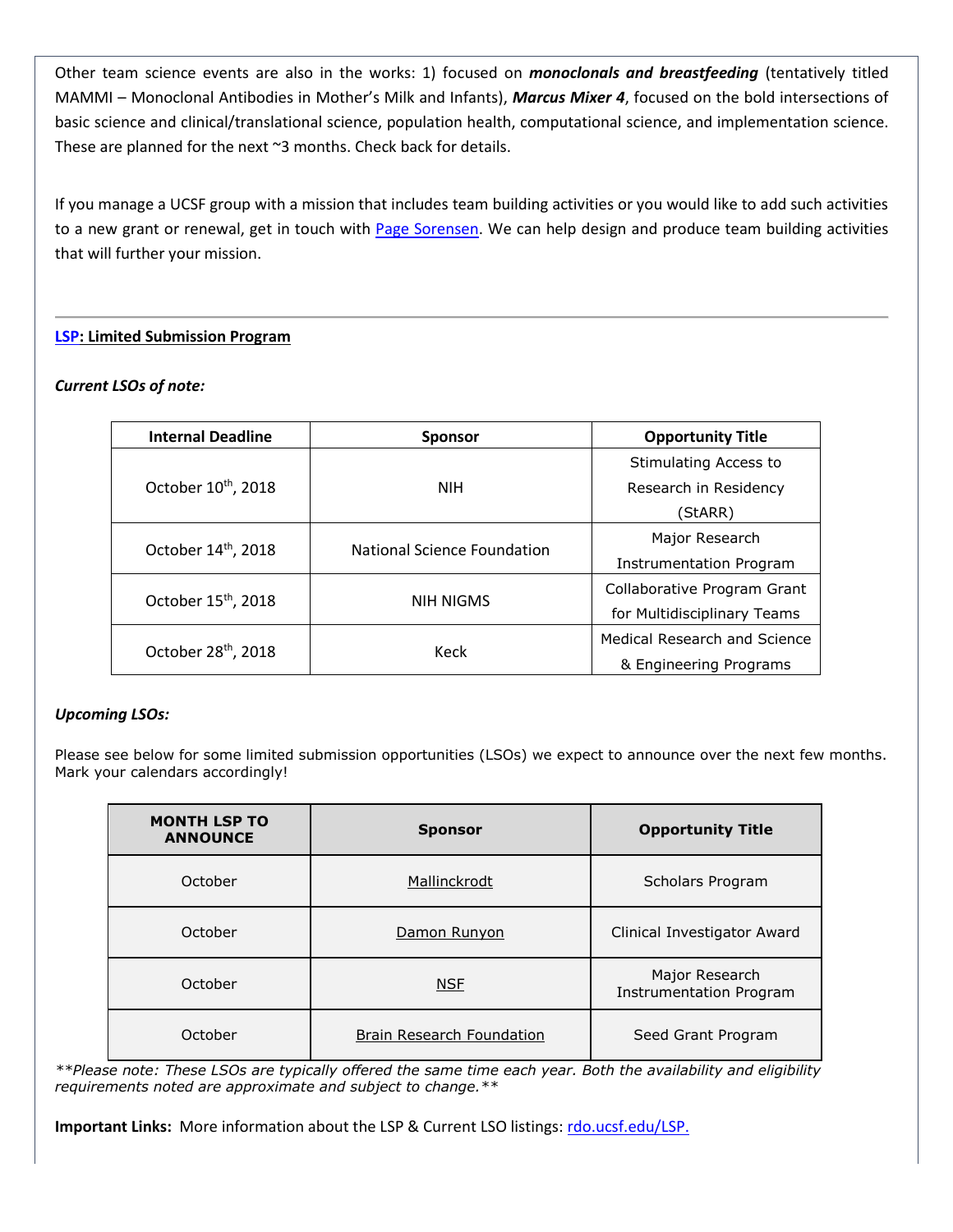Other team science events are also in the works: 1) focused on ***monoclonals and breastfeeding*** (tentatively titled MAMMI – Monoclonal Antibodies in Mother's Milk and Infants), ***Marcus Mixer 4***, focused on the bold intersections of basic science and clinical/translational science, population health, computational science, and implementation science. These are planned for the next ~3 months. Check back for details.

If you manage a UCSF group with a mission that includes team building activities or you would like to add such activities to a new grant or renewal, get in touch with Page Sorensen. We can help design and produce team building activities that will further your mission.

---

**LSP: Limited Submission Program**

***Current LSOs of note:***

| Internal Deadline | Sponsor | Opportunity Title |
|---|---|---|
| October 10th, 2018 | NIH | Stimulating Access to Research in Residency (StARR) |
| October 14th, 2018 | National Science Foundation | Major Research Instrumentation Program |
| October 15th, 2018 | NIH NIGMS | Collaborative Program Grant for Multidisciplinary Teams |
| October 28th, 2018 | Keck | Medical Research and Science & Engineering Programs |

***Upcoming LSOs:***

Please see below for some limited submission opportunities (LSOs) we expect to announce over the next few months. Mark your calendars accordingly!

| MONTH LSP TO ANNOUNCE | Sponsor | Opportunity Title |
|---|---|---|
| October | Mallinckrodt | Scholars Program |
| October | Damon Runyon | Clinical Investigator Award |
| October | NSF | Major Research Instrumentation Program |
| October | Brain Research Foundation | Seed Grant Program |

*\*\*Please note: These LSOs are typically offered the same time each year. Both the availability and eligibility requirements noted are approximate and subject to change.\*\**

**Important Links:** More information about the LSP & Current LSO listings: rdo.ucsf.edu/LSP.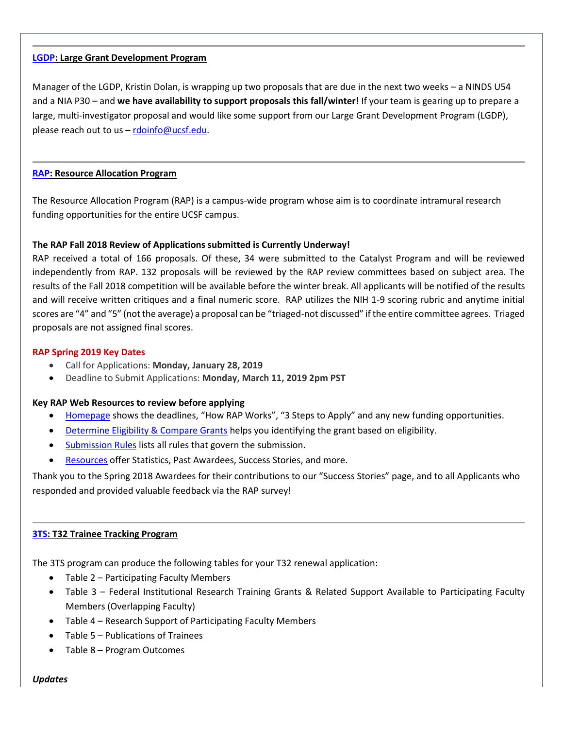---

## [LGDP](): Large Grant Development Program

Manager of the LGDP, Kristin Dolan, is wrapping up two proposals that are due in the next two weeks – a NINDS U54 and a NIA P30 – and **we have availability to support proposals this fall/winter!** If your team is gearing up to prepare a large, multi-investigator proposal and would like some support from our Large Grant Development Program (LGDP), please reach out to us – [rdoinfo@ucsf.edu](mailto:rdoinfo@ucsf.edu).

---

## [RAP](): Resource Allocation Program

The Resource Allocation Program (RAP) is a campus-wide program whose aim is to coordinate intramural research funding opportunities for the entire UCSF campus.

**The RAP Fall 2018 Review of Applications submitted is Currently Underway!**

RAP received a total of 166 proposals. Of these, 34 were submitted to the Catalyst Program and will be reviewed independently from RAP. 132 proposals will be reviewed by the RAP review committees based on subject area. The results of the Fall 2018 competition will be available before the winter break. All applicants will be notified of the results and will receive written critiques and a final numeric score. RAP utilizes the NIH 1-9 scoring rubric and anytime initial scores are "4" and "5" (not the average) a proposal can be "triaged-not discussed" if the entire committee agrees. Triaged proposals are not assigned final scores.

**RAP Spring 2019 Key Dates**

- Call for Applications: **Monday, January 28, 2019**
- Deadline to Submit Applications: **Monday, March 11, 2019 2pm PST**

**Key RAP Web Resources to review before applying**

- [Homepage]() shows the deadlines, "How RAP Works", "3 Steps to Apply" and any new funding opportunities.
- [Determine Eligibility & Compare Grants]() helps you identifying the grant based on eligibility.
- [Submission Rules]() lists all rules that govern the submission.
- [Resources]() offer Statistics, Past Awardees, Success Stories, and more.

Thank you to the Spring 2018 Awardees for their contributions to our "Success Stories" page, and to all Applicants who responded and provided valuable feedback via the RAP survey!

---

## [3TS](): T32 Trainee Tracking Program

The 3TS program can produce the following tables for your T32 renewal application:

- Table 2 – Participating Faculty Members
- Table 3 – Federal Institutional Research Training Grants & Related Support Available to Participating Faculty Members (Overlapping Faculty)
- Table 4 – Research Support of Participating Faculty Members
- Table 5 – Publications of Trainees
- Table 8 – Program Outcomes

***Updates***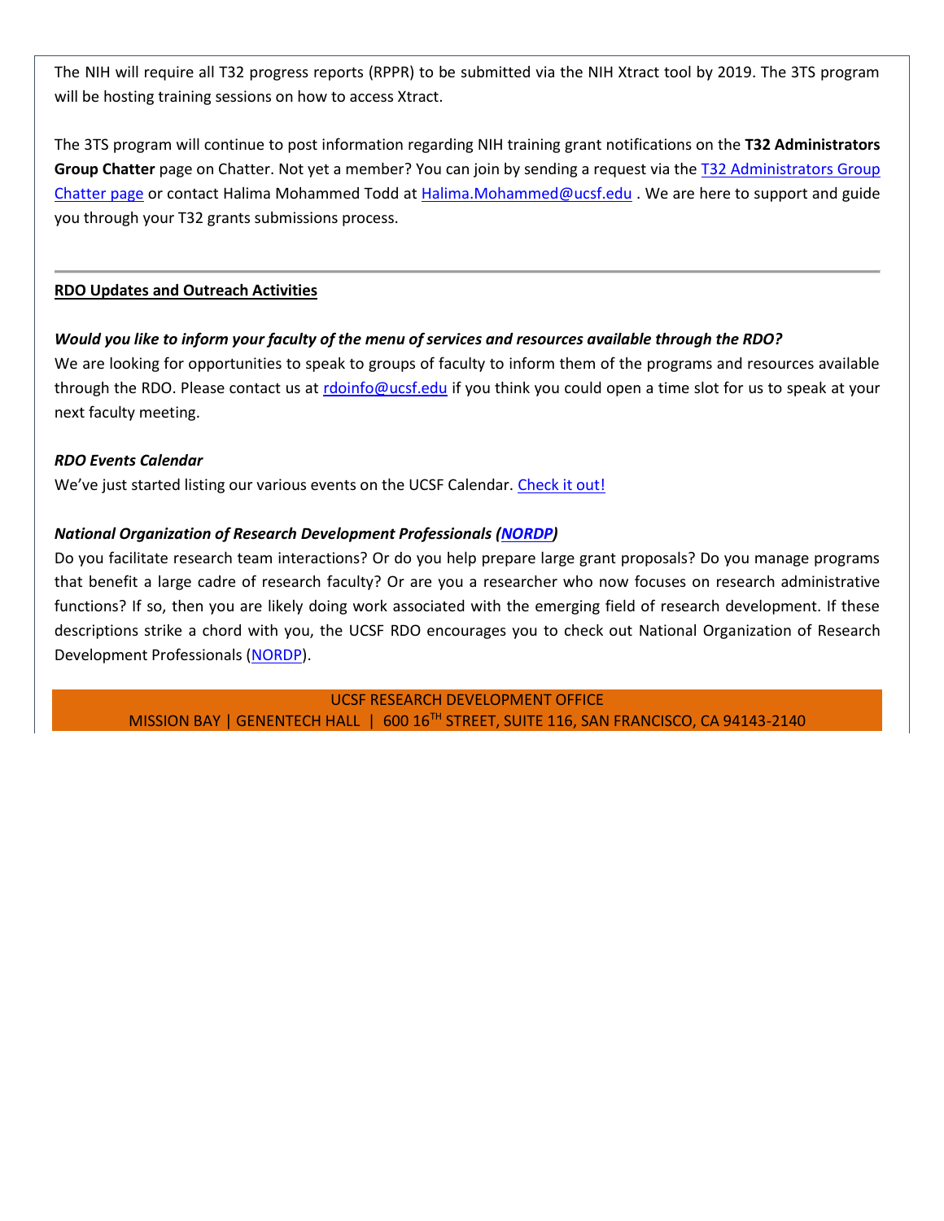The NIH will require all T32 progress reports (RPPR) to be submitted via the NIH Xtract tool by 2019. The 3TS program will be hosting training sessions on how to access Xtract.

The 3TS program will continue to post information regarding NIH training grant notifications on the **T32 Administrators Group Chatter** page on Chatter. Not yet a member? You can join by sending a request via the T32 Administrators Group Chatter page or contact Halima Mohammed Todd at Halima.Mohammed@ucsf.edu . We are here to support and guide you through your T32 grants submissions process.

---

**RDO Updates and Outreach Activities**

***Would you like to inform your faculty of the menu of services and resources available through the RDO?***

We are looking for opportunities to speak to groups of faculty to inform them of the programs and resources available through the RDO. Please contact us at rdoinfo@ucsf.edu if you think you could open a time slot for us to speak at your next faculty meeting.

***RDO Events Calendar***

We've just started listing our various events on the UCSF Calendar. Check it out!

***National Organization of Research Development Professionals (NORDP)***

Do you facilitate research team interactions? Or do you help prepare large grant proposals? Do you manage programs that benefit a large cadre of research faculty? Or are you a researcher who now focuses on research administrative functions? If so, then you are likely doing work associated with the emerging field of research development. If these descriptions strike a chord with you, the UCSF RDO encourages you to check out National Organization of Research Development Professionals (NORDP).

UCSF RESEARCH DEVELOPMENT OFFICE
MISSION BAY | GENENTECH HALL | 600 16TH STREET, SUITE 116, SAN FRANCISCO, CA 94143-2140